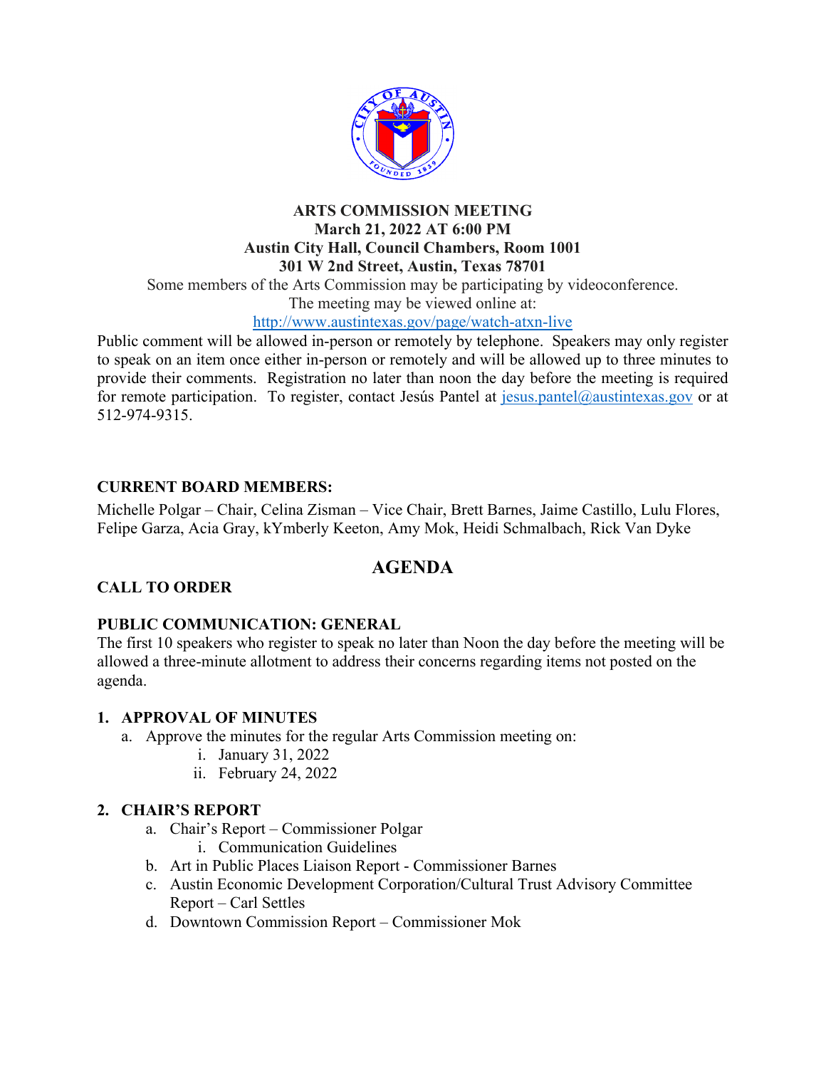**ARTS COMMISSION MEETING**
**March 21, 2022 AT 6:00 PM**
**Austin City Hall, Council Chambers, Room 1001**
**301 W 2nd Street, Austin, Texas 78701**

Some members of the Arts Commission may be participating by videoconference.
The meeting may be viewed online at:
http://www.austintexas.gov/page/watch-atxn-live

Public comment will be allowed in-person or remotely by telephone. Speakers may only register to speak on an item once either in-person or remotely and will be allowed up to three minutes to provide their comments. Registration no later than noon the day before the meeting is required for remote participation. To register, contact Jesús Pantel at jesus.pantel@austintexas.gov or at 512-974-9315.

**CURRENT BOARD MEMBERS:**

Michelle Polgar – Chair, Celina Zisman – Vice Chair, Brett Barnes, Jaime Castillo, Lulu Flores, Felipe Garza, Acia Gray, kYmberly Keeton, Amy Mok, Heidi Schmalbach, Rick Van Dyke

## AGENDA

**CALL TO ORDER**

**PUBLIC COMMUNICATION: GENERAL**

The first 10 speakers who register to speak no later than Noon the day before the meeting will be allowed a three-minute allotment to address their concerns regarding items not posted on the agenda.

**1. APPROVAL OF MINUTES**

a. Approve the minutes for the regular Arts Commission meeting on:
   i. January 31, 2022
   ii. February 24, 2022

**2. CHAIR'S REPORT**

a. Chair's Report – Commissioner Polgar
   i. Communication Guidelines
b. Art in Public Places Liaison Report - Commissioner Barnes
c. Austin Economic Development Corporation/Cultural Trust Advisory Committee Report – Carl Settles
d. Downtown Commission Report – Commissioner Mok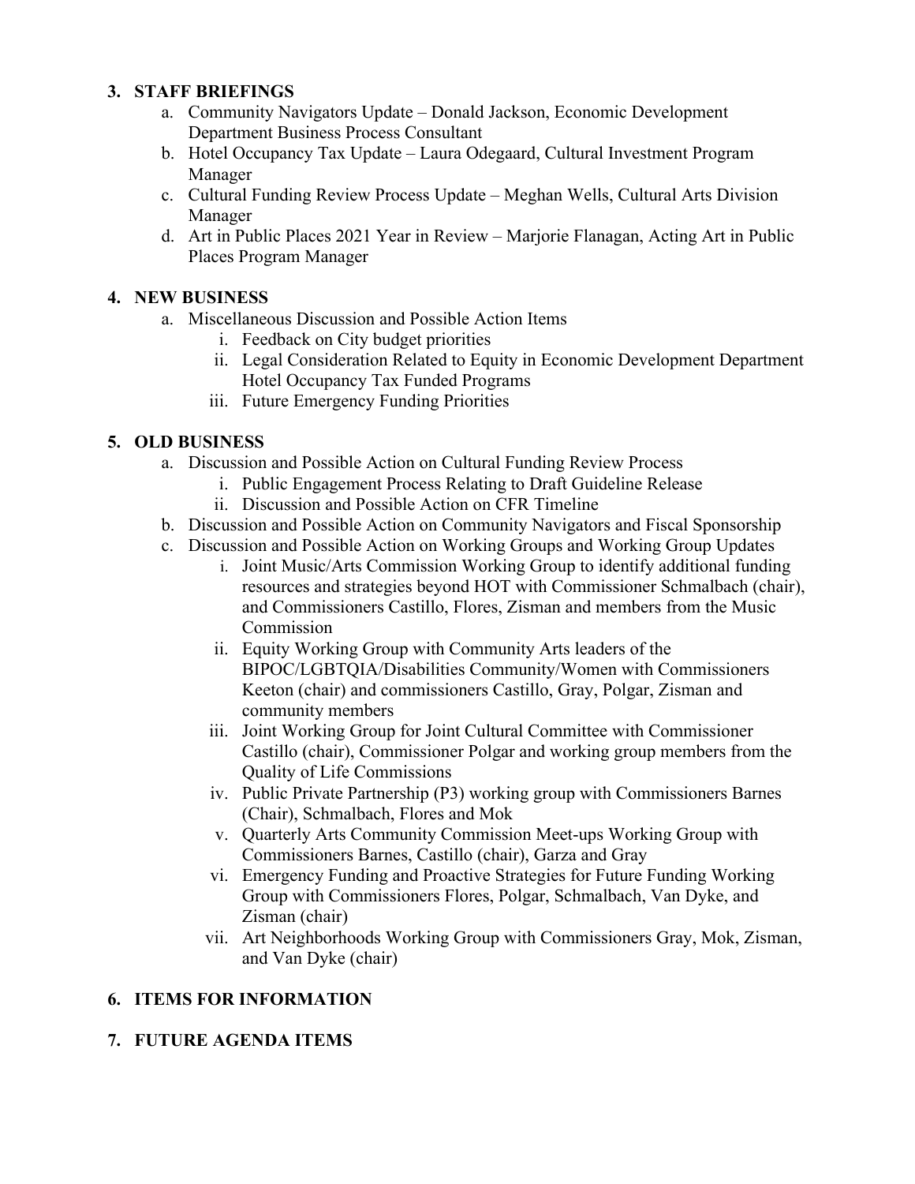3. **STAFF BRIEFINGS**
    a. Community Navigators Update – Donald Jackson, Economic Development Department Business Process Consultant
    b. Hotel Occupancy Tax Update – Laura Odegaard, Cultural Investment Program Manager
    c. Cultural Funding Review Process Update – Meghan Wells, Cultural Arts Division Manager
    d. Art in Public Places 2021 Year in Review – Marjorie Flanagan, Acting Art in Public Places Program Manager

4. **NEW BUSINESS**
    a. Miscellaneous Discussion and Possible Action Items
        i. Feedback on City budget priorities
        ii. Legal Consideration Related to Equity in Economic Development Department Hotel Occupancy Tax Funded Programs
        iii. Future Emergency Funding Priorities

5. **OLD BUSINESS**
    a. Discussion and Possible Action on Cultural Funding Review Process
        i. Public Engagement Process Relating to Draft Guideline Release
        ii. Discussion and Possible Action on CFR Timeline
    b. Discussion and Possible Action on Community Navigators and Fiscal Sponsorship
    c. Discussion and Possible Action on Working Groups and Working Group Updates
        i. Joint Music/Arts Commission Working Group to identify additional funding resources and strategies beyond HOT with Commissioner Schmalbach (chair), and Commissioners Castillo, Flores, Zisman and members from the Music Commission
        ii. Equity Working Group with Community Arts leaders of the BIPOC/LGBTQIA/Disabilities Community/Women with Commissioners Keeton (chair) and commissioners Castillo, Gray, Polgar, Zisman and community members
        iii. Joint Working Group for Joint Cultural Committee with Commissioner Castillo (chair), Commissioner Polgar and working group members from the Quality of Life Commissions
        iv. Public Private Partnership (P3) working group with Commissioners Barnes (Chair), Schmalbach, Flores and Mok
        v. Quarterly Arts Community Commission Meet-ups Working Group with Commissioners Barnes, Castillo (chair), Garza and Gray
        vi. Emergency Funding and Proactive Strategies for Future Funding Working Group with Commissioners Flores, Polgar, Schmalbach, Van Dyke, and Zisman (chair)
        vii. Art Neighborhoods Working Group with Commissioners Gray, Mok, Zisman, and Van Dyke (chair)

6. **ITEMS FOR INFORMATION**

7. **FUTURE AGENDA ITEMS**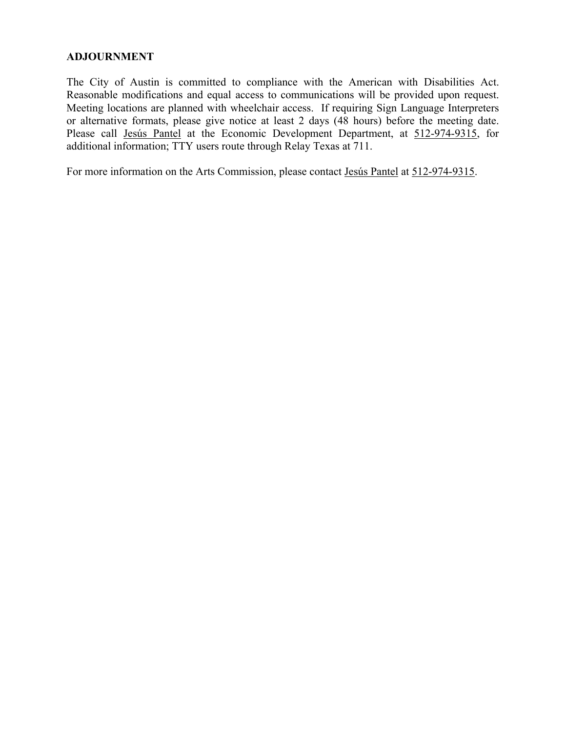**ADJOURNMENT**

The City of Austin is committed to compliance with the American with Disabilities Act. Reasonable modifications and equal access to communications will be provided upon request. Meeting locations are planned with wheelchair access. If requiring Sign Language Interpreters or alternative formats, please give notice at least 2 days (48 hours) before the meeting date. Please call Jesús Pantel at the Economic Development Department, at 512-974-9315, for additional information; TTY users route through Relay Texas at 711.

For more information on the Arts Commission, please contact Jesús Pantel at 512-974-9315.